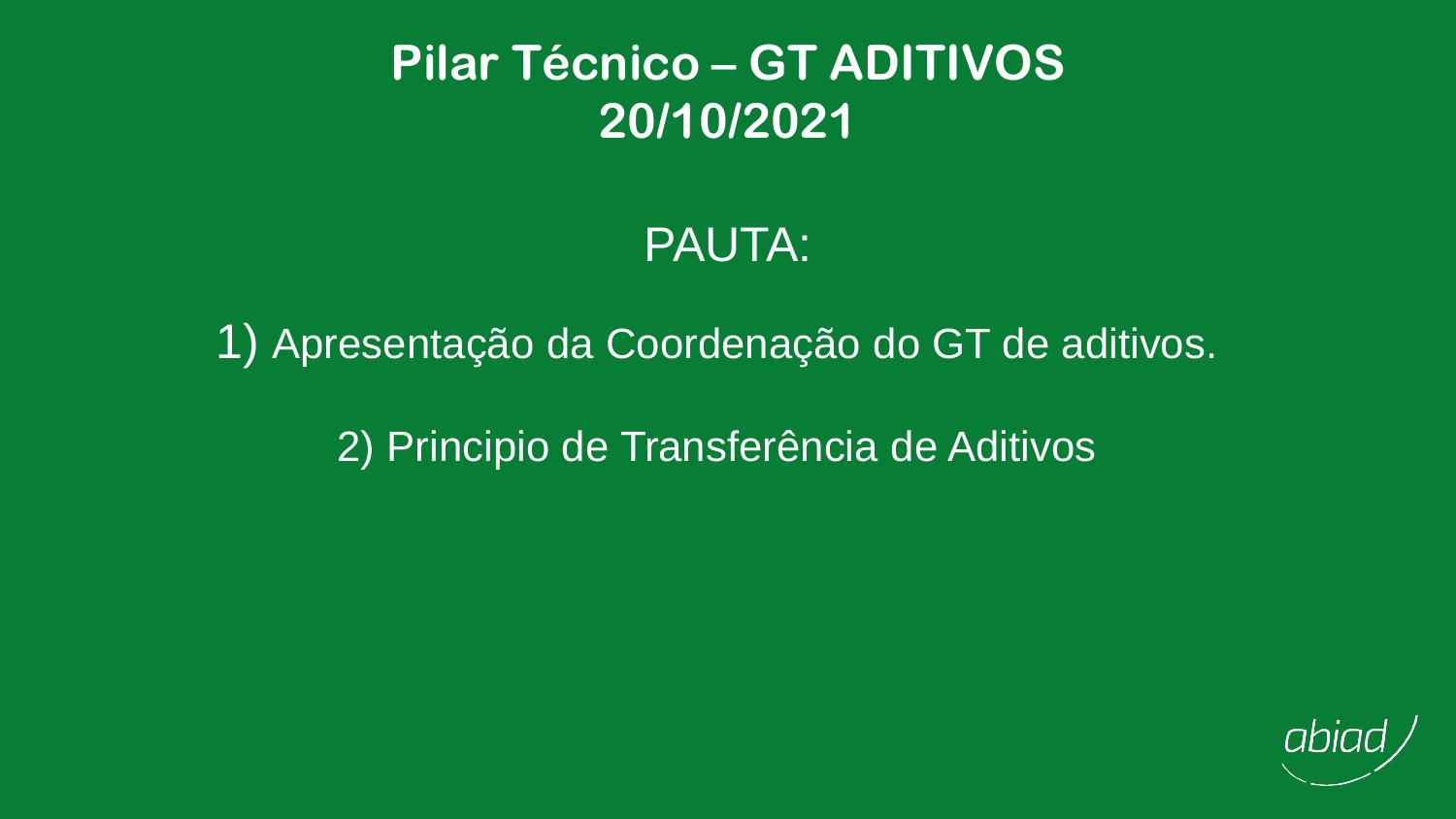# Pilar Técnico – GT ADITIVOS
# 20/10/2021

## PAUTA:

1) Apresentação da Coordenação do GT de aditivos.

2) Principio de Transferência de Aditivos

abiad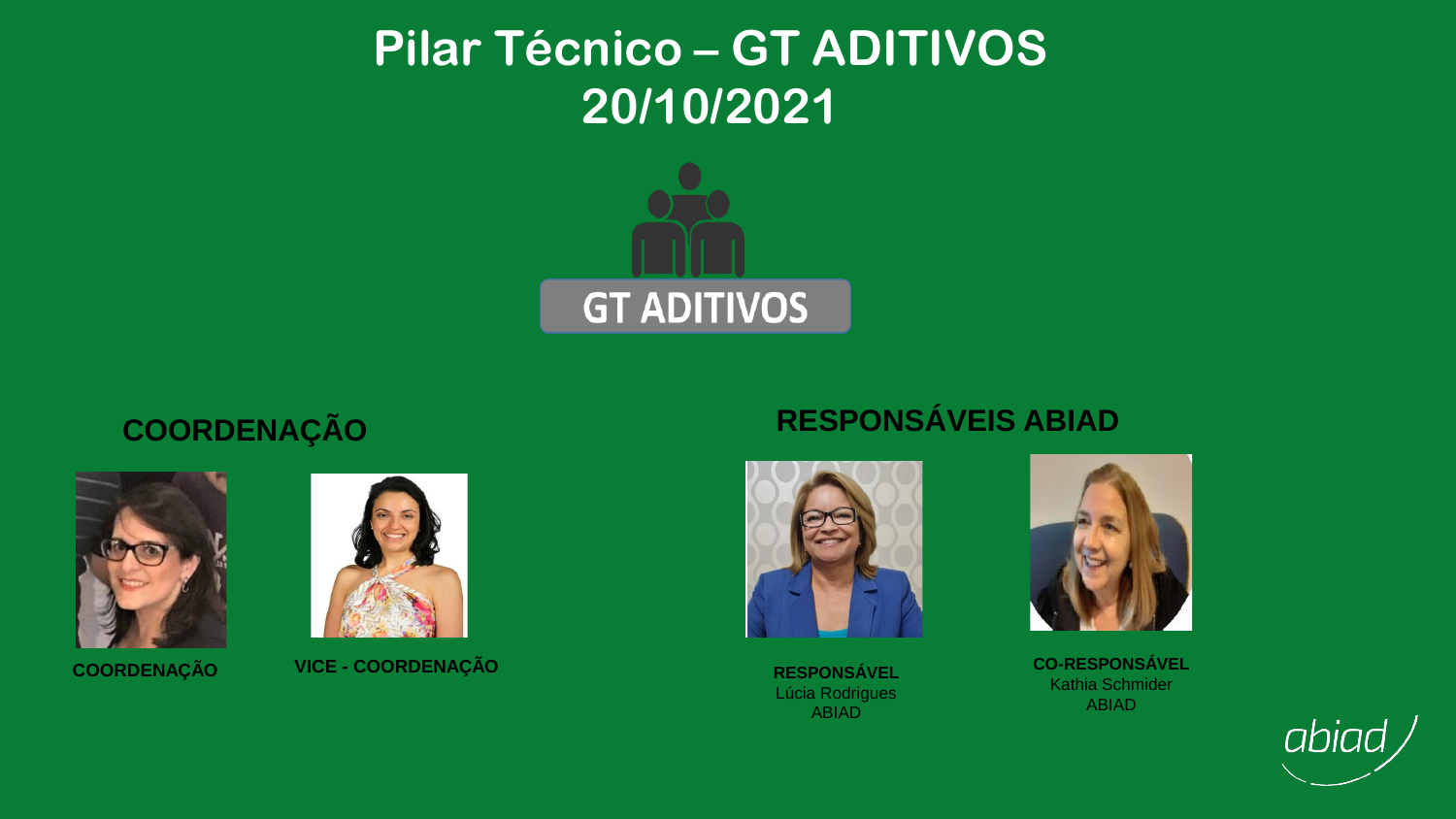# Pilar Técnico – GT ADITIVOS
# 20/10/2021

GT ADITIVOS

## COORDENAÇÃO

**COORDENAÇÃO**

**VICE - COORDENAÇÃO**

## RESPONSÁVEIS ABIAD

**RESPONSÁVEL**
Lúcia Rodrigues
ABIAD

**CO-RESPONSÁVEL**
Kathia Schmider
ABIAD

abiad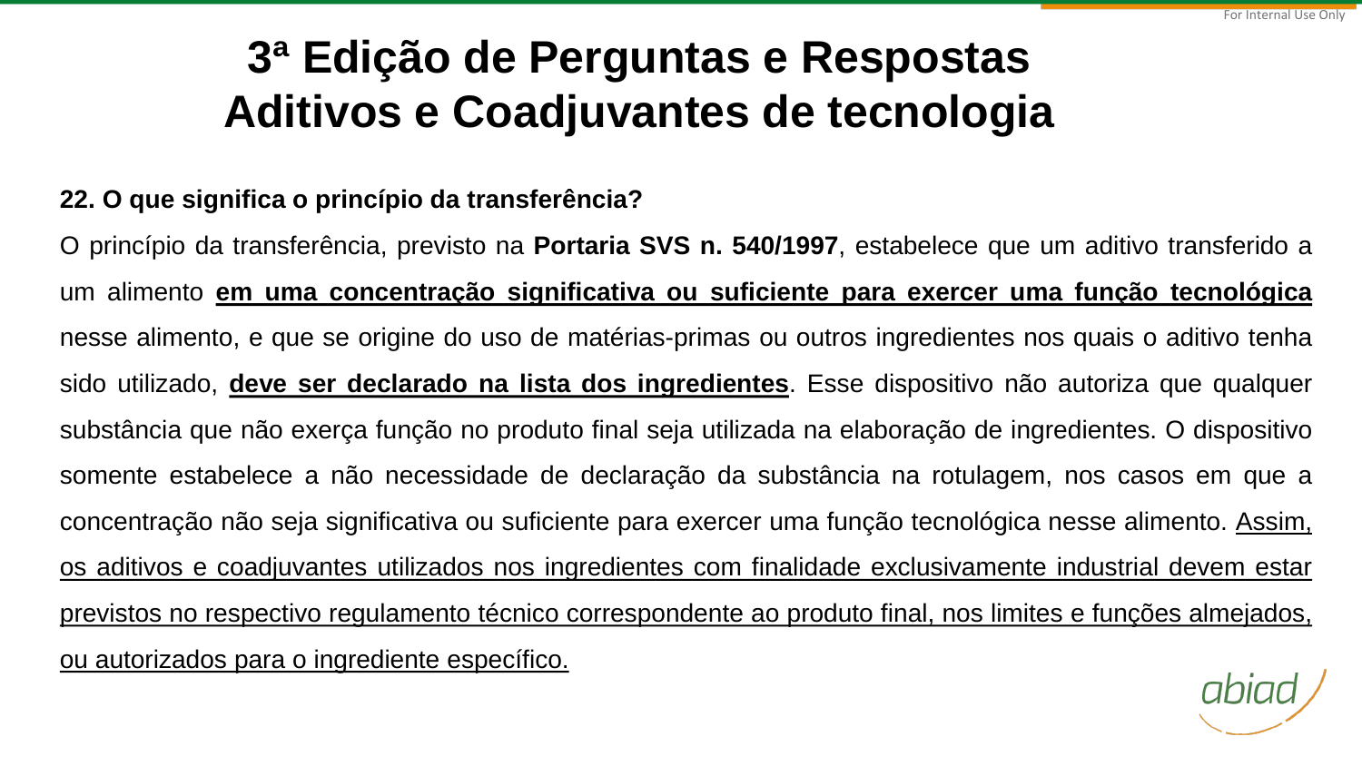# 3ª Edição de Perguntas e Respostas Aditivos e Coadjuvantes de tecnologia

**22. O que significa o princípio da transferência?**

O princípio da transferência, previsto na **Portaria SVS n. 540/1997**, estabelece que um aditivo transferido a um alimento **em uma concentração significativa ou suficiente para exercer uma função tecnológica** nesse alimento, e que se origine do uso de matérias-primas ou outros ingredientes nos quais o aditivo tenha sido utilizado, **deve ser declarado na lista dos ingredientes**. Esse dispositivo não autoriza que qualquer substância que não exerça função no produto final seja utilizada na elaboração de ingredientes. O dispositivo somente estabelece a não necessidade de declaração da substância na rotulagem, nos casos em que a concentração não seja significativa ou suficiente para exercer uma função tecnológica nesse alimento. Assim, os aditivos e coadjuvantes utilizados nos ingredientes com finalidade exclusivamente industrial devem estar previstos no respectivo regulamento técnico correspondente ao produto final, nos limites e funções almejados, ou autorizados para o ingrediente específico.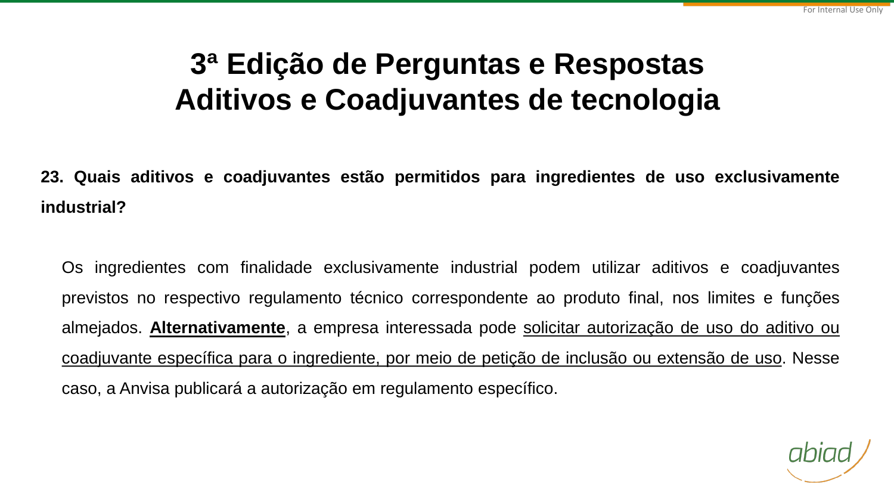# 3ª Edição de Perguntas e Respostas Aditivos e Coadjuvantes de tecnologia

**23. Quais aditivos e coadjuvantes estão permitidos para ingredientes de uso exclusivamente industrial?**

Os ingredientes com finalidade exclusivamente industrial podem utilizar aditivos e coadjuvantes previstos no respectivo regulamento técnico correspondente ao produto final, nos limites e funções almejados. **Alternativamente**, a empresa interessada pode solicitar autorização de uso do aditivo ou coadjuvante específica para o ingrediente, por meio de petição de inclusão ou extensão de uso. Nesse caso, a Anvisa publicará a autorização em regulamento específico.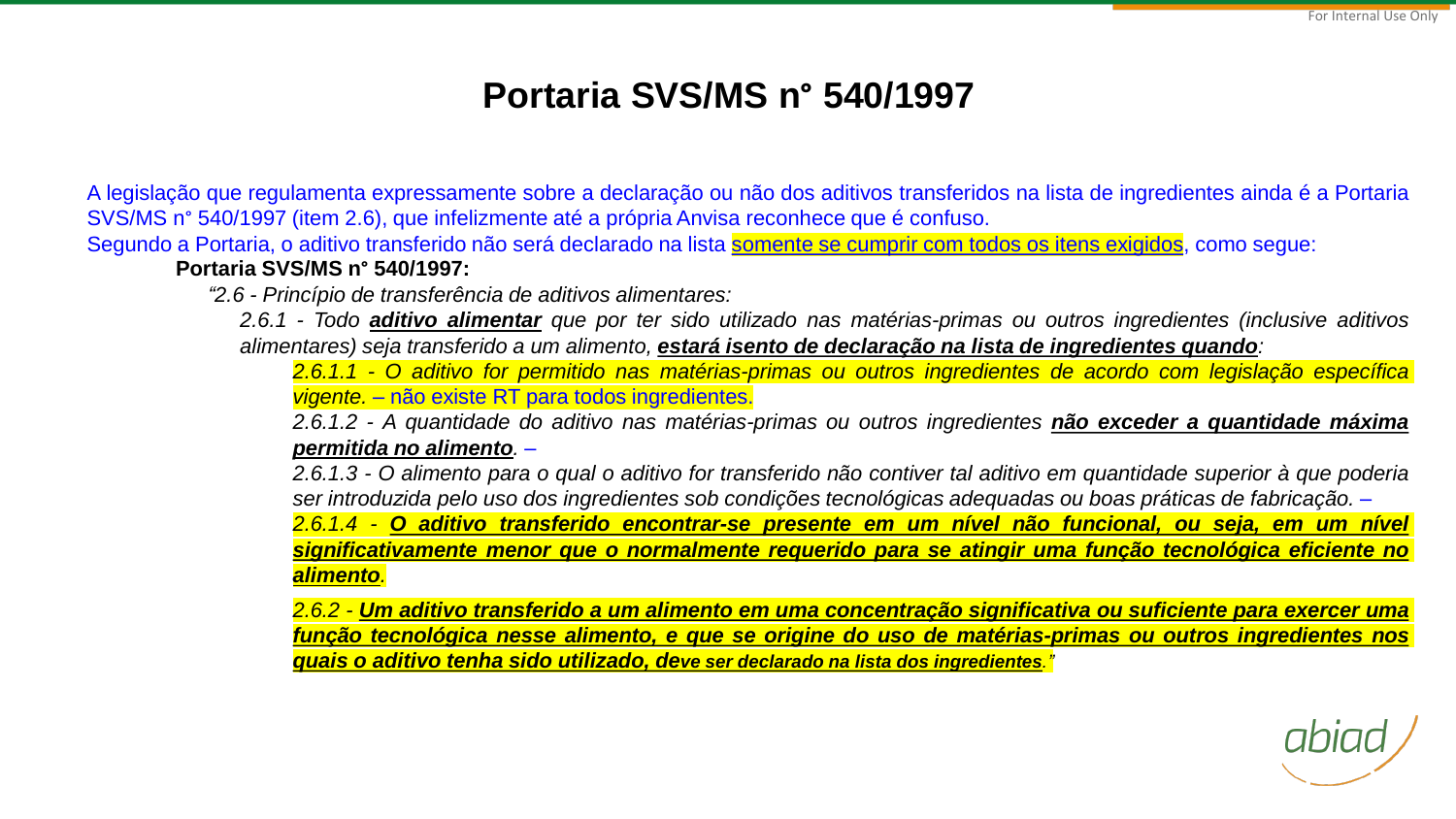# Portaria SVS/MS n° 540/1997

A legislação que regulamenta expressamente sobre a declaração ou não dos aditivos transferidos na lista de ingredientes ainda é a Portaria SVS/MS n° 540/1997 (item 2.6), que infelizmente até a própria Anvisa reconhece que é confuso.

Segundo a Portaria, o aditivo transferido não será declarado na lista somente se cumprir com todos os itens exigidos, como segue:

**Portaria SVS/MS n° 540/1997:**

*"2.6 - Princípio de transferência de aditivos alimentares:*

*2.6.1 - Todo **aditivo alimentar** que por ter sido utilizado nas matérias-primas ou outros ingredientes (inclusive aditivos alimentares) seja transferido a um alimento, **estará isento de declaração na lista de ingredientes quando**:*

*2.6.1.1 - O aditivo for permitido nas matérias-primas ou outros ingredientes de acordo com legislação específica vigente.* – não existe RT para todos ingredientes.

*2.6.1.2 - A quantidade do aditivo nas matérias-primas ou outros ingredientes **não exceder a quantidade máxima permitida no alimento**.* –

*2.6.1.3 - O alimento para o qual o aditivo for transferido não contiver tal aditivo em quantidade superior à que poderia ser introduzida pelo uso dos ingredientes sob condições tecnológicas adequadas ou boas práticas de fabricação.* –

*2.6.1.4 - **O aditivo transferido encontrar-se presente em um nível não funcional, ou seja, em um nível significativamente menor que o normalmente requerido para se atingir uma função tecnológica eficiente no alimento**.*

*2.6.2 - **Um aditivo transferido a um alimento em uma concentração significativa ou suficiente para exercer uma função tecnológica nesse alimento, e que se origine do uso de matérias-primas ou outros ingredientes nos quais o aditivo tenha sido utilizado, deve ser declarado na lista dos ingredientes**."*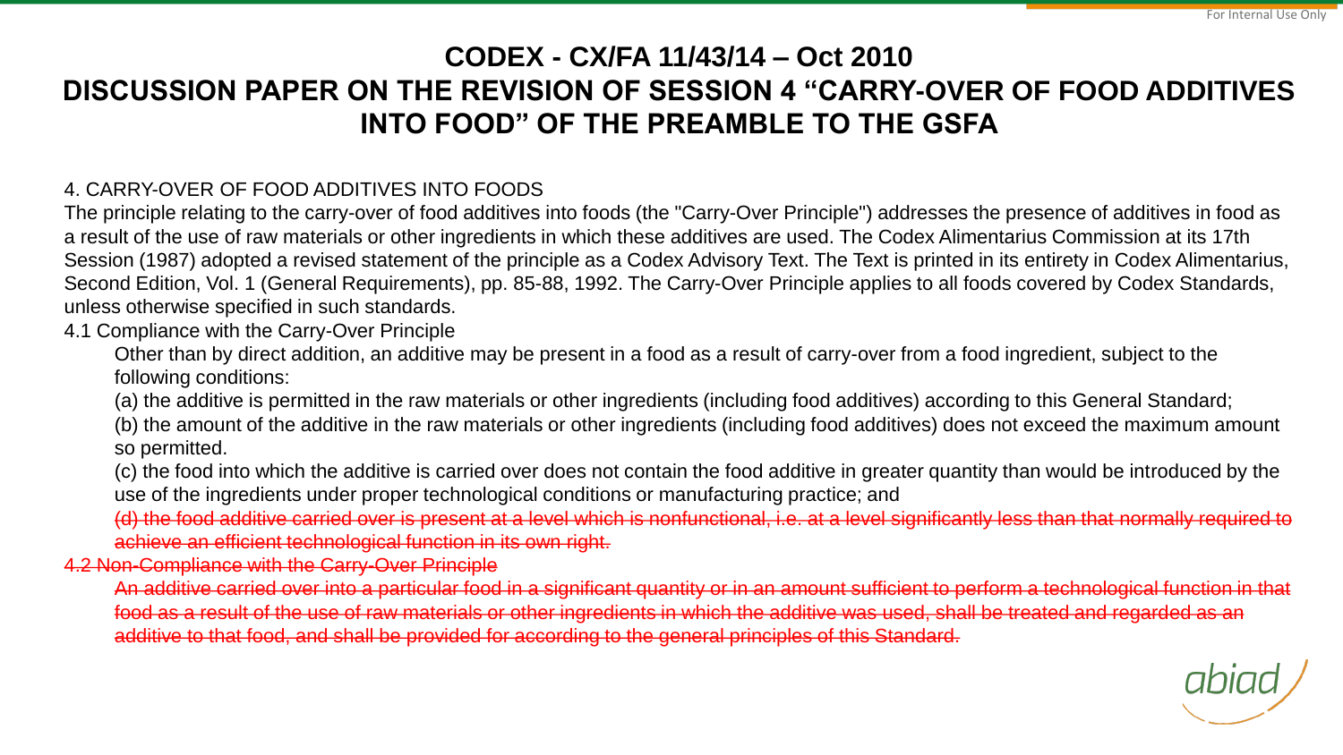# CODEX - CX/FA 11/43/14 – Oct 2010

## DISCUSSION PAPER ON THE REVISION OF SESSION 4 "CARRY-OVER OF FOOD ADDITIVES INTO FOOD" OF THE PREAMBLE TO THE GSFA

4. CARRY-OVER OF FOOD ADDITIVES INTO FOODS

The principle relating to the carry-over of food additives into foods (the "Carry-Over Principle") addresses the presence of additives in food as a result of the use of raw materials or other ingredients in which these additives are used. The Codex Alimentarius Commission at its 17th Session (1987) adopted a revised statement of the principle as a Codex Advisory Text. The Text is printed in its entirety in Codex Alimentarius, Second Edition, Vol. 1 (General Requirements), pp. 85-88, 1992. The Carry-Over Principle applies to all foods covered by Codex Standards, unless otherwise specified in such standards.

4.1 Compliance with the Carry-Over Principle

Other than by direct addition, an additive may be present in a food as a result of carry-over from a food ingredient, subject to the following conditions:

(a) the additive is permitted in the raw materials or other ingredients (including food additives) according to this General Standard;

(b) the amount of the additive in the raw materials or other ingredients (including food additives) does not exceed the maximum amount so permitted.

(c) the food into which the additive is carried over does not contain the food additive in greater quantity than would be introduced by the use of the ingredients under proper technological conditions or manufacturing practice; and

~~(d) the food additive carried over is present at a level which is nonfunctional, i.e. at a level significantly less than that normally required to achieve an efficient technological function in its own right.~~

~~4.2 Non-Compliance with the Carry-Over Principle~~

~~An additive carried over into a particular food in a significant quantity or in an amount sufficient to perform a technological function in that food as a result of the use of raw materials or other ingredients in which the additive was used, shall be treated and regarded as an additive to that food, and shall be provided for according to the general principles of this Standard.~~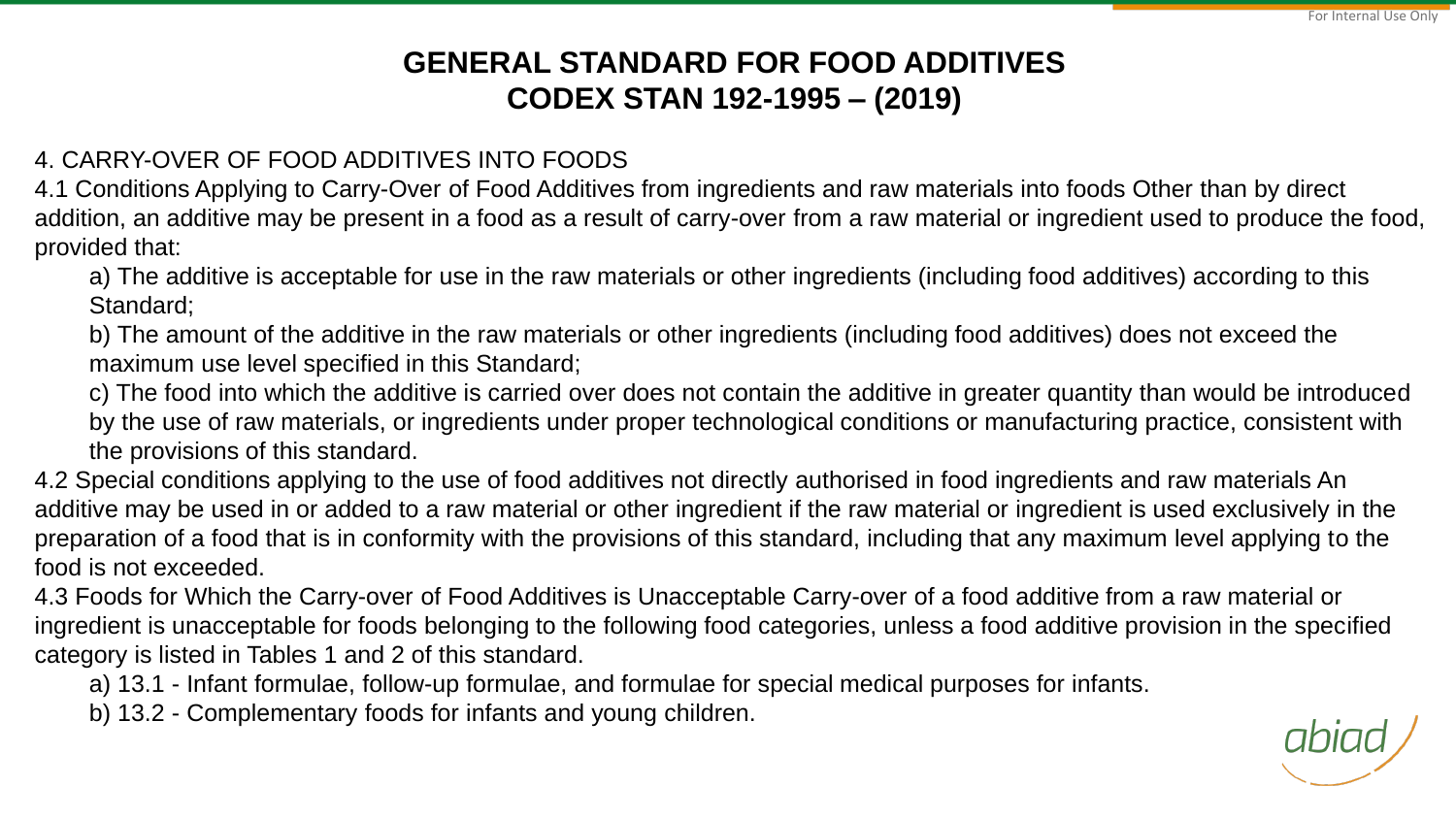# GENERAL STANDARD FOR FOOD ADDITIVES
# CODEX STAN 192-1995 – (2019)

4. CARRY-OVER OF FOOD ADDITIVES INTO FOODS

4.1 Conditions Applying to Carry-Over of Food Additives from ingredients and raw materials into foods Other than by direct addition, an additive may be present in a food as a result of carry-over from a raw material or ingredient used to produce the food, provided that:

a) The additive is acceptable for use in the raw materials or other ingredients (including food additives) according to this Standard;

b) The amount of the additive in the raw materials or other ingredients (including food additives) does not exceed the maximum use level specified in this Standard;

c) The food into which the additive is carried over does not contain the additive in greater quantity than would be introduced by the use of raw materials, or ingredients under proper technological conditions or manufacturing practice, consistent with the provisions of this standard.

4.2 Special conditions applying to the use of food additives not directly authorised in food ingredients and raw materials An additive may be used in or added to a raw material or other ingredient if the raw material or ingredient is used exclusively in the preparation of a food that is in conformity with the provisions of this standard, including that any maximum level applying to the food is not exceeded.

4.3 Foods for Which the Carry-over of Food Additives is Unacceptable Carry-over of a food additive from a raw material or ingredient is unacceptable for foods belonging to the following food categories, unless a food additive provision in the specified category is listed in Tables 1 and 2 of this standard.

a) 13.1 - Infant formulae, follow-up formulae, and formulae for special medical purposes for infants.

b) 13.2 - Complementary foods for infants and young children.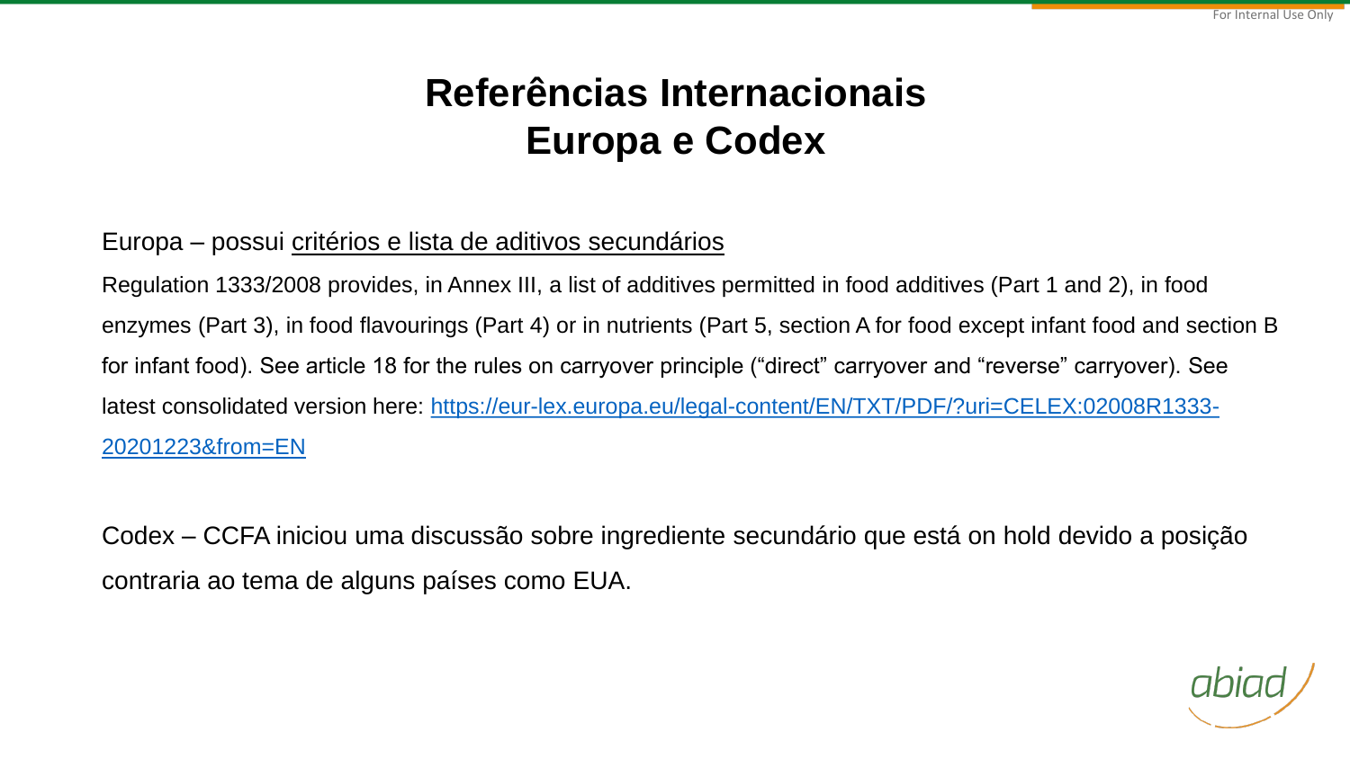# Referências Internacionais
# Europa e Codex

Europa – possui critérios e lista de aditivos secundários

Regulation 1333/2008 provides, in Annex III, a list of additives permitted in food additives (Part 1 and 2), in food enzymes (Part 3), in food flavourings (Part 4) or in nutrients (Part 5, section A for food except infant food and section B for infant food). See article 18 for the rules on carryover principle ("direct" carryover and "reverse" carryover). See latest consolidated version here: https://eur-lex.europa.eu/legal-content/EN/TXT/PDF/?uri=CELEX:02008R1333-20201223&from=EN

Codex – CCFA iniciou uma discussão sobre ingrediente secundário que está on hold devido a posição contraria ao tema de alguns países como EUA.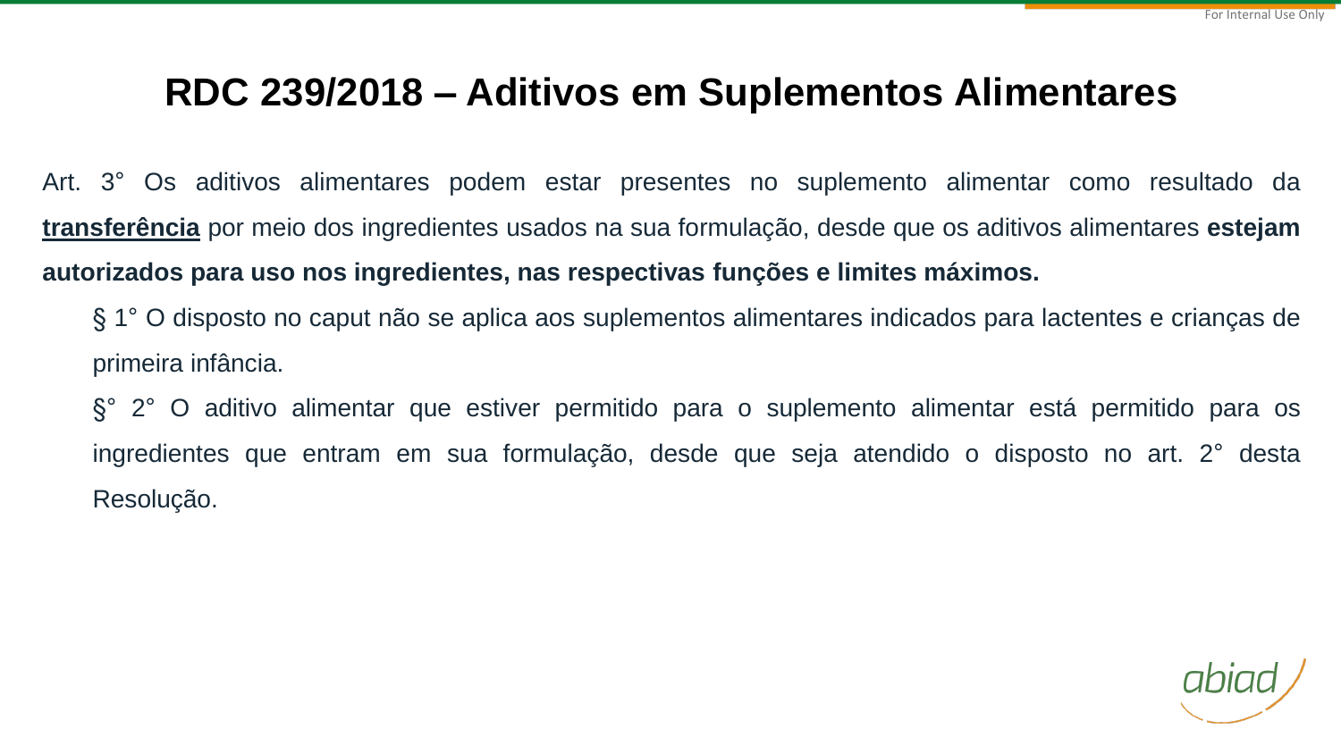# RDC 239/2018 – Aditivos em Suplementos Alimentares

Art. 3° Os aditivos alimentares podem estar presentes no suplemento alimentar como resultado da **transferência** por meio dos ingredientes usados na sua formulação, desde que os aditivos alimentares **estejam autorizados para uso nos ingredientes, nas respectivas funções e limites máximos.**

§ 1° O disposto no caput não se aplica aos suplementos alimentares indicados para lactentes e crianças de primeira infância.

§° 2° O aditivo alimentar que estiver permitido para o suplemento alimentar está permitido para os ingredientes que entram em sua formulação, desde que seja atendido o disposto no art. 2° desta Resolução.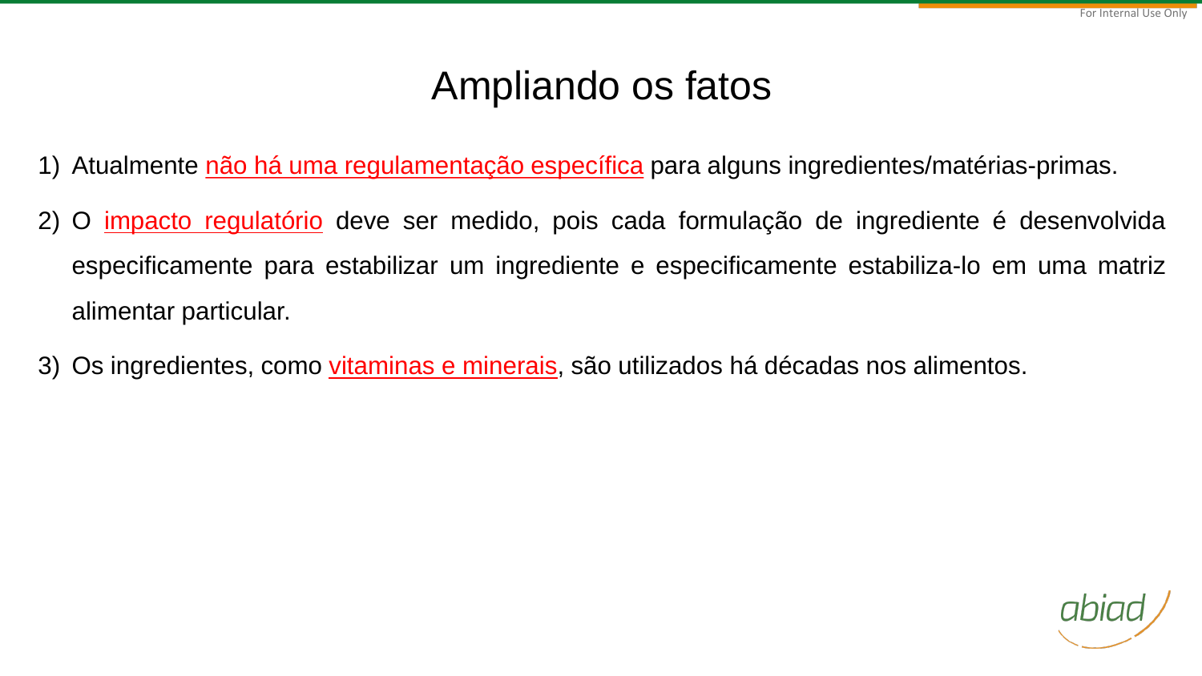# Ampliando os fatos

1) Atualmente não há uma regulamentação específica para alguns ingredientes/matérias-primas.
2) O impacto regulatório deve ser medido, pois cada formulação de ingrediente é desenvolvida especificamente para estabilizar um ingrediente e especificamente estabiliza-lo em uma matriz alimentar particular.
3) Os ingredientes, como vitaminas e minerais, são utilizados há décadas nos alimentos.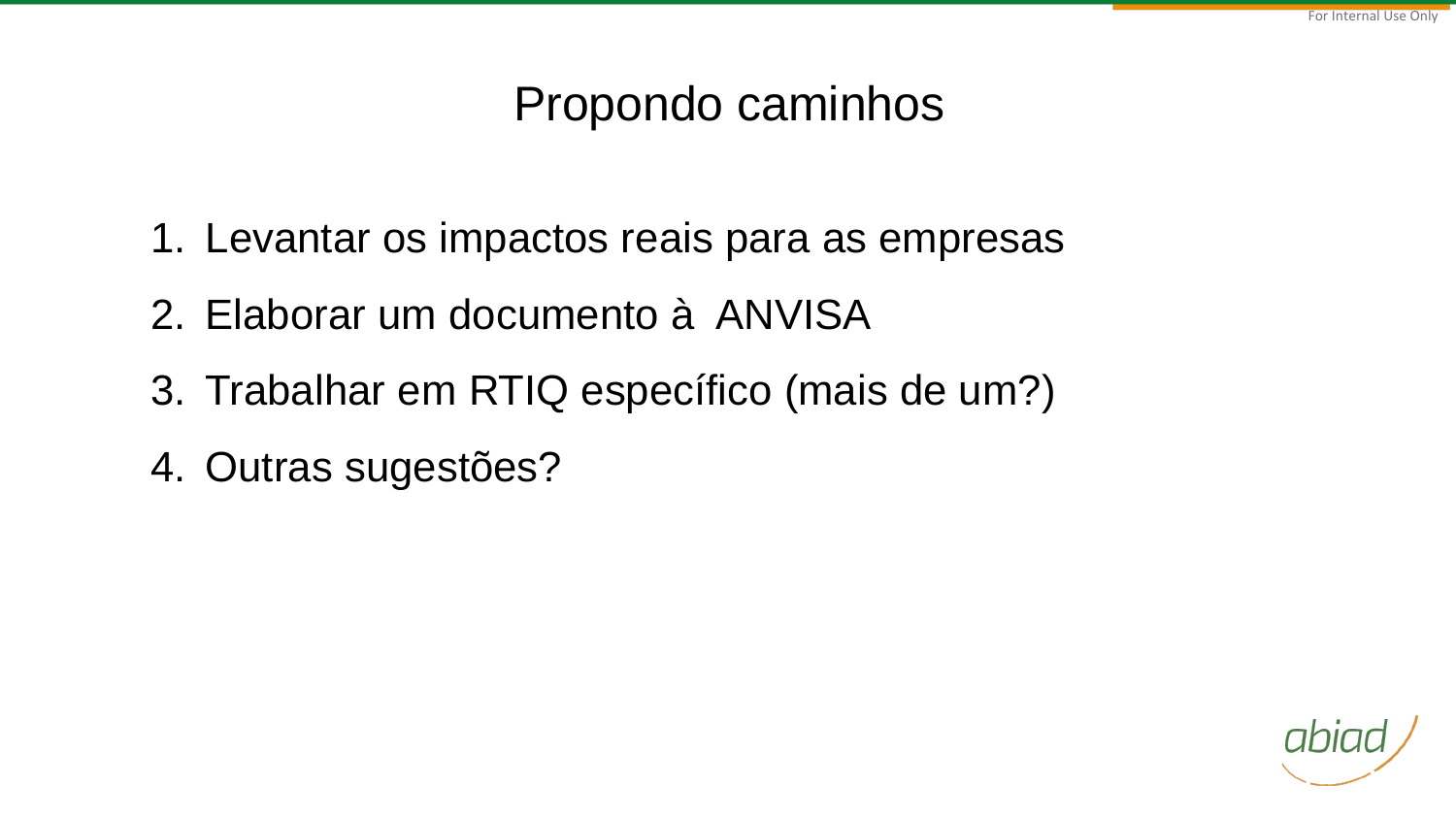# Propondo caminhos

1. Levantar os impactos reais para as empresas
2. Elaborar um documento à ANVISA
3. Trabalhar em RTIQ específico (mais de um?)
4. Outras sugestões?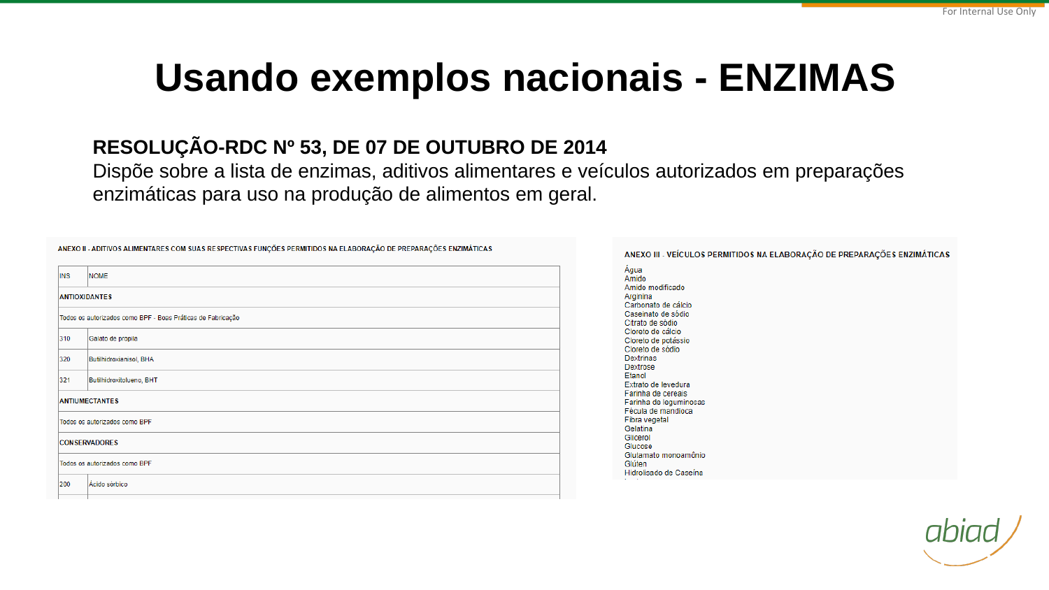# Usando exemplos nacionais - ENZIMAS

**RESOLUÇÃO-RDC Nº 53, DE 07 DE OUTUBRO DE 2014**

Dispõe sobre a lista de enzimas, aditivos alimentares e veículos autorizados em preparações enzimáticas para uso na produção de alimentos em geral.

**ANEXO II - ADITIVOS ALIMENTARES COM SUAS RESPECTIVAS FUNÇÕES PERMITIDOS NA ELABORAÇÃO DE PREPARAÇÕES ENZIMÁTICAS**

| INS | NOME |
|---|---|
| **ANTIOXIDANTES** | |
| Todos os autorizados como BPF - Boas Práticas de Fabricação | |
| 310 | Galato de propila |
| 320 | Butilhidroxianisol, BHA |
| 321 | Butilhidroxitolueno, BHT |
| **ANTIUMECTANTES** | |
| Todos os autorizados como BPF | |
| **CONSERVADORES** | |
| Todos os autorizados como BPF | |
| 200 | Ácido sórbico |

**ANEXO III - VEÍCULOS PERMITIDOS NA ELABORAÇÃO DE PREPARAÇÕES ENZIMÁTICAS**

Água
Amido
Amido modificado
Arginina
Carbonato de cálcio
Caseinato de sódio
Citrato de sódio
Cloreto de cálcio
Cloreto de potássio
Cloreto de sódio
Dextrinas
Dextrose
Etanol
Extrato de levedura
Farinha de cereais
Farinha de leguminosas
Fécula de mandioca
Fibra vegetal
Gelatina
Glicerol
Glucose
Glutamato monoamônio
Glúten
Hidrolisado de Caseína

abiad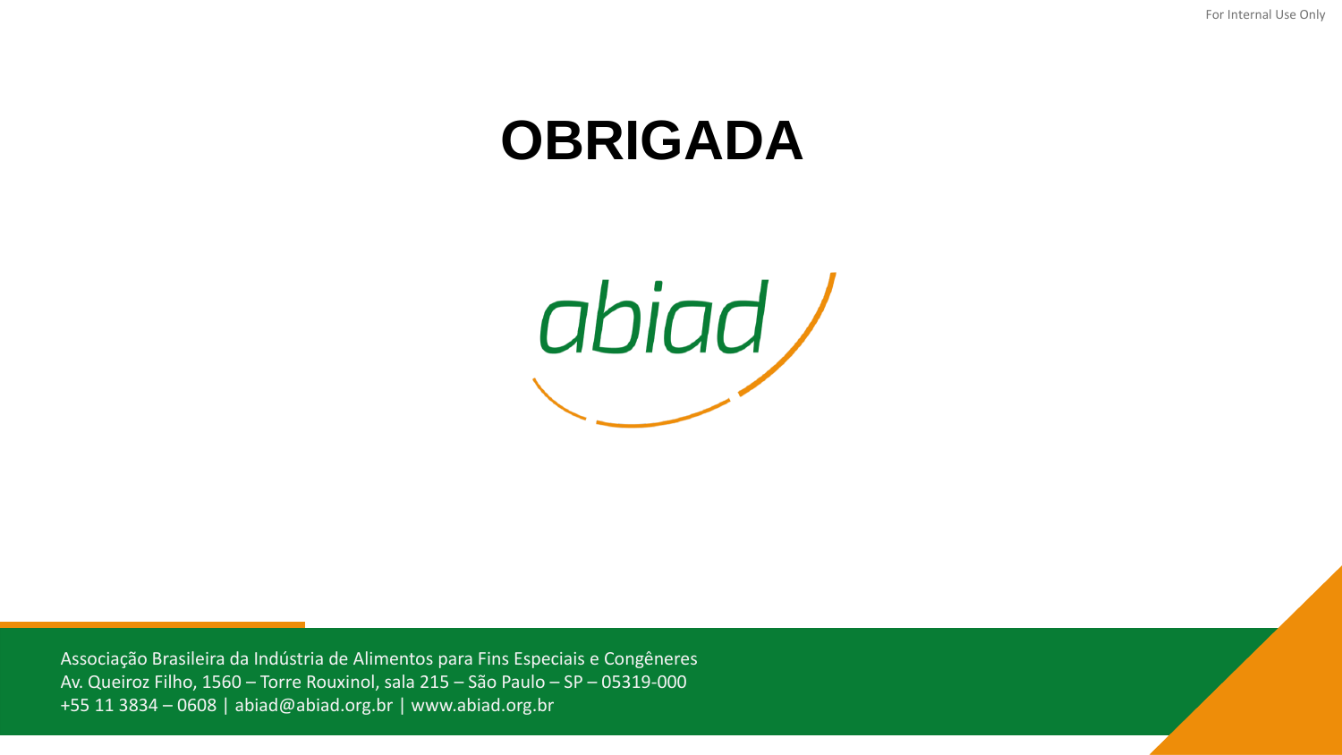# OBRIGADA

abiad

Associação Brasileira da Indústria de Alimentos para Fins Especiais e Congêneres
Av. Queiroz Filho, 1560 – Torre Rouxinol, sala 215 – São Paulo – SP – 05319-000
+55 11 3834 – 0608 | abiad@abiad.org.br | www.abiad.org.br